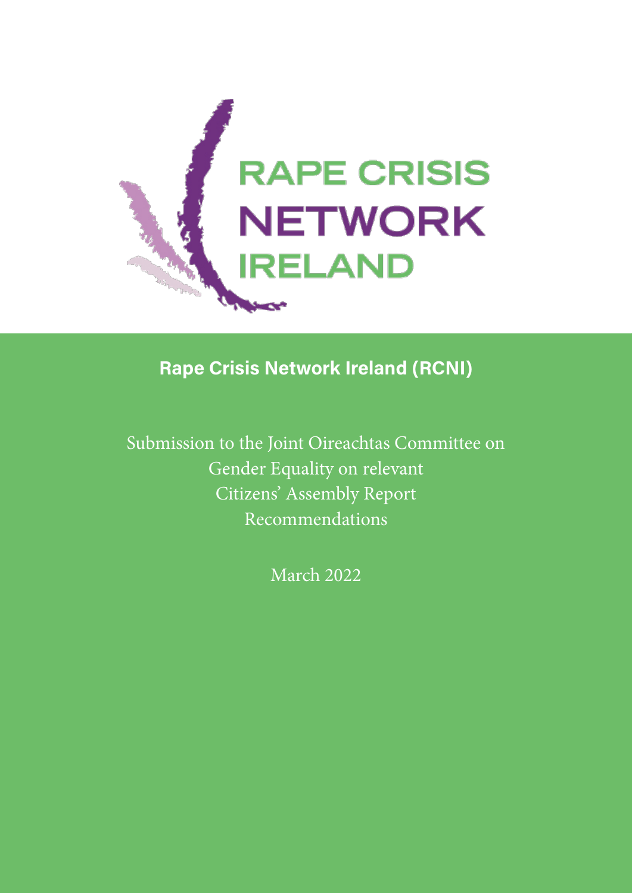RAPE CRISIS NETWORK IRELAND

# Rape Crisis Network Ireland (RCNI)

Submission to the Joint Oireachtas Committee on Gender Equality on relevant Citizens' Assembly Report Recommendations

March 2022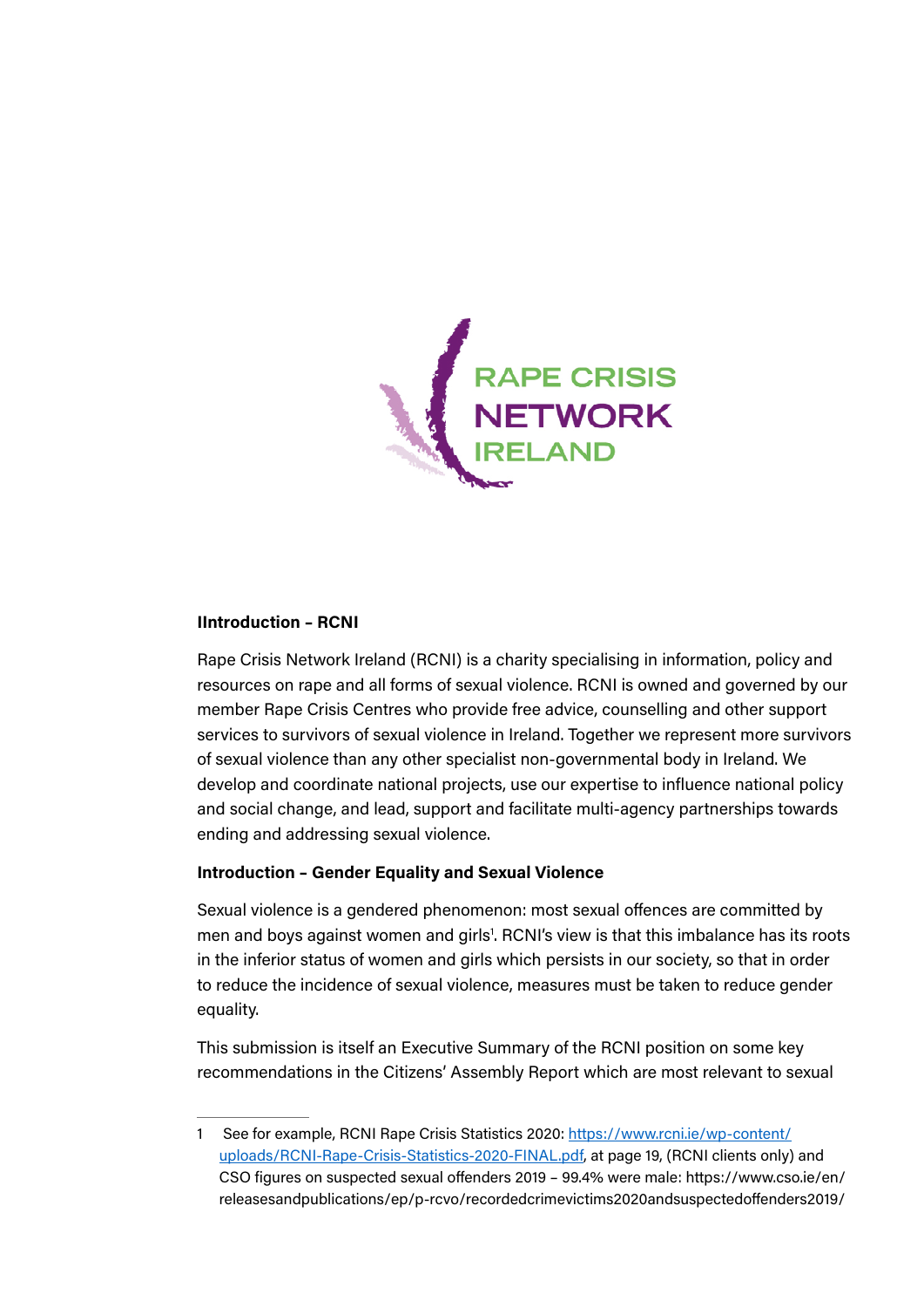**IIntroduction – RCNI**

Rape Crisis Network Ireland (RCNI) is a charity specialising in information, policy and resources on rape and all forms of sexual violence. RCNI is owned and governed by our member Rape Crisis Centres who provide free advice, counselling and other support services to survivors of sexual violence in Ireland. Together we represent more survivors of sexual violence than any other specialist non-governmental body in Ireland. We develop and coordinate national projects, use our expertise to influence national policy and social change, and lead, support and facilitate multi-agency partnerships towards ending and addressing sexual violence.

**Introduction – Gender Equality and Sexual Violence**

Sexual violence is a gendered phenomenon: most sexual offences are committed by men and boys against women and girls[1]. RCNI's view is that this imbalance has its roots in the inferior status of women and girls which persists in our society, so that in order to reduce the incidence of sexual violence, measures must be taken to reduce gender equality.

This submission is itself an Executive Summary of the RCNI position on some key recommendations in the Citizens' Assembly Report which are most relevant to sexual

---

1 See for example, RCNI Rape Crisis Statistics 2020: [https://www.rcni.ie/wp-content/uploads/RCNI-Rape-Crisis-Statistics-2020-FINAL.pdf](https://www.rcni.ie/wp-content/uploads/RCNI-Rape-Crisis-Statistics-2020-FINAL.pdf), at page 19, (RCNI clients only) and CSO figures on suspected sexual offenders 2019 – 99.4% were male: https://www.cso.ie/en/releasesandpublications/ep/p-rcvo/recordedcrimevictims2020andsuspectedoffenders2019/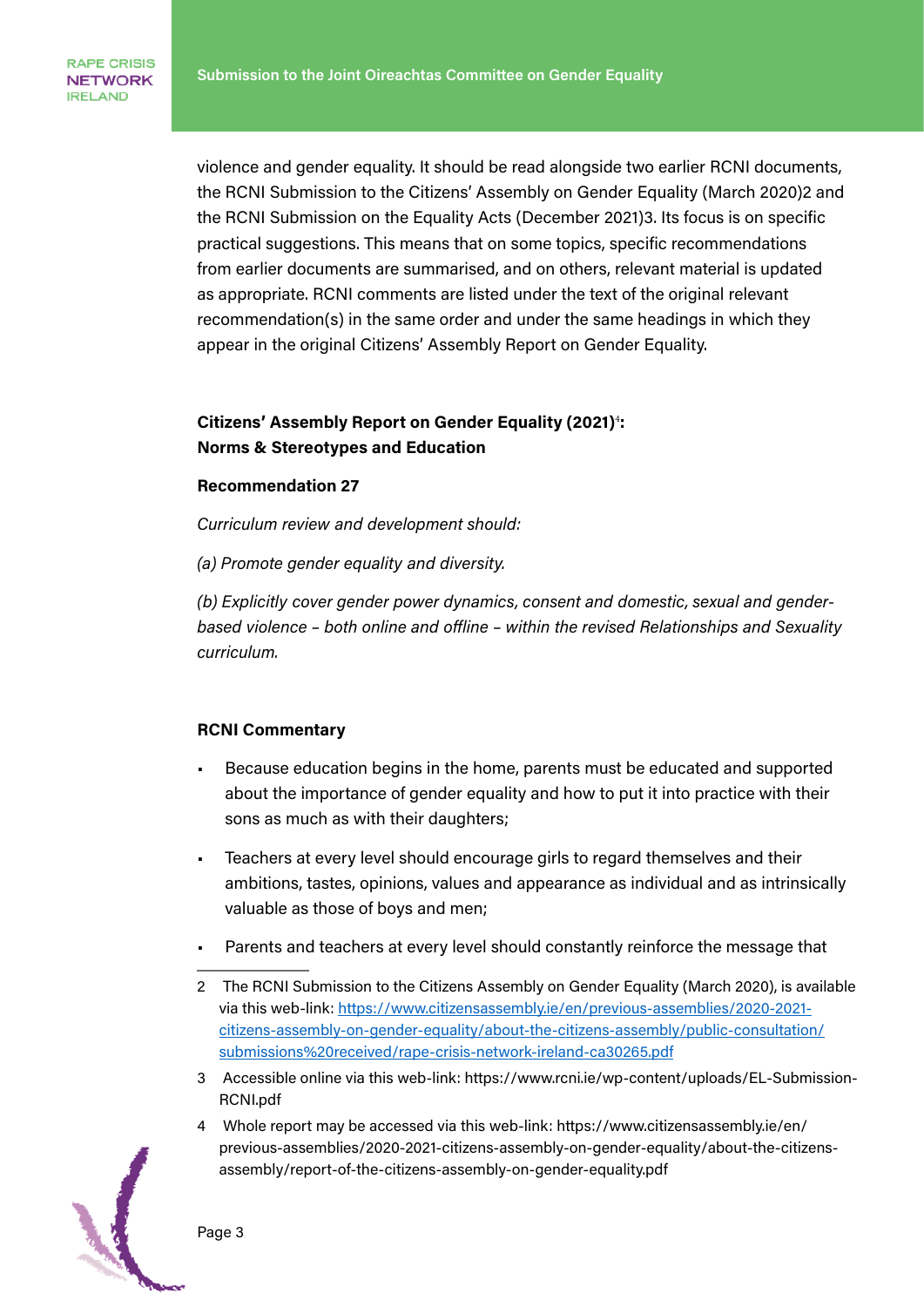violence and gender equality. It should be read alongside two earlier RCNI documents, the RCNI Submission to the Citizens' Assembly on Gender Equality (March 2020)[2] and the RCNI Submission on the Equality Acts (December 2021)[3]. Its focus is on specific practical suggestions. This means that on some topics, specific recommendations from earlier documents are summarised, and on others, relevant material is updated as appropriate. RCNI comments are listed under the text of the original relevant recommendation(s) in the same order and under the same headings in which they appear in the original Citizens' Assembly Report on Gender Equality.

**Citizens' Assembly Report on Gender Equality (2021)[4]:**
**Norms & Stereotypes and Education**

**Recommendation 27**

*Curriculum review and development should:*

*(a) Promote gender equality and diversity.*

*(b) Explicitly cover gender power dynamics, consent and domestic, sexual and gender-based violence – both online and offline – within the revised Relationships and Sexuality curriculum.*

**RCNI Commentary**

- Because education begins in the home, parents must be educated and supported about the importance of gender equality and how to put it into practice with their sons as much as with their daughters;
- Teachers at every level should encourage girls to regard themselves and their ambitions, tastes, opinions, values and appearance as individual and as intrinsically valuable as those of boys and men;
- Parents and teachers at every level should constantly reinforce the message that

---

2 The RCNI Submission to the Citizens Assembly on Gender Equality (March 2020), is available via this web-link: https://www.citizensassembly.ie/en/previous-assemblies/2020-2021-citizens-assembly-on-gender-equality/about-the-citizens-assembly/public-consultation/submissions%20received/rape-crisis-network-ireland-ca30265.pdf

3 Accessible online via this web-link: https://www.rcni.ie/wp-content/uploads/EL-Submission-RCNI.pdf

4 Whole report may be accessed via this web-link: https://www.citizensassembly.ie/en/previous-assemblies/2020-2021-citizens-assembly-on-gender-equality/about-the-citizens-assembly/report-of-the-citizens-assembly-on-gender-equality.pdf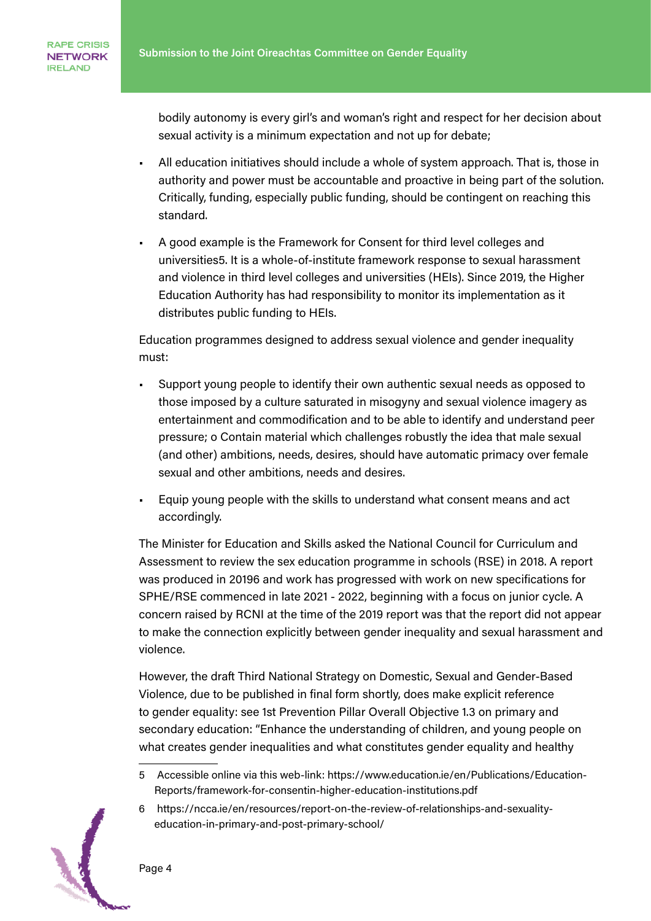bodily autonomy is every girl's and woman's right and respect for her decision about sexual activity is a minimum expectation and not up for debate;

- All education initiatives should include a whole of system approach. That is, those in authority and power must be accountable and proactive in being part of the solution. Critically, funding, especially public funding, should be contingent on reaching this standard.
- A good example is the Framework for Consent for third level colleges and universities[5]. It is a whole-of-institute framework response to sexual harassment and violence in third level colleges and universities (HEIs). Since 2019, the Higher Education Authority has had responsibility to monitor its implementation as it distributes public funding to HEIs.

Education programmes designed to address sexual violence and gender inequality must:

- Support young people to identify their own authentic sexual needs as opposed to those imposed by a culture saturated in misogyny and sexual violence imagery as entertainment and commodification and to be able to identify and understand peer pressure; o Contain material which challenges robustly the idea that male sexual (and other) ambitions, needs, desires, should have automatic primacy over female sexual and other ambitions, needs and desires.
- Equip young people with the skills to understand what consent means and act accordingly.

The Minister for Education and Skills asked the National Council for Curriculum and Assessment to review the sex education programme in schools (RSE) in 2018. A report was produced in 2019[6] and work has progressed with work on new specifications for SPHE/RSE commenced in late 2021 - 2022, beginning with a focus on junior cycle. A concern raised by RCNI at the time of the 2019 report was that the report did not appear to make the connection explicitly between gender inequality and sexual harassment and violence.

However, the draft Third National Strategy on Domestic, Sexual and Gender-Based Violence, due to be published in final form shortly, does make explicit reference to gender equality: see 1st Prevention Pillar Overall Objective 1.3 on primary and secondary education: "Enhance the understanding of children, and young people on what creates gender inequalities and what constitutes gender equality and healthy

---

5 Accessible online via this web-link: https://www.education.ie/en/Publications/Education-Reports/framework-for-consentin-higher-education-institutions.pdf

6 https://ncca.ie/en/resources/report-on-the-review-of-relationships-and-sexuality-education-in-primary-and-post-primary-school/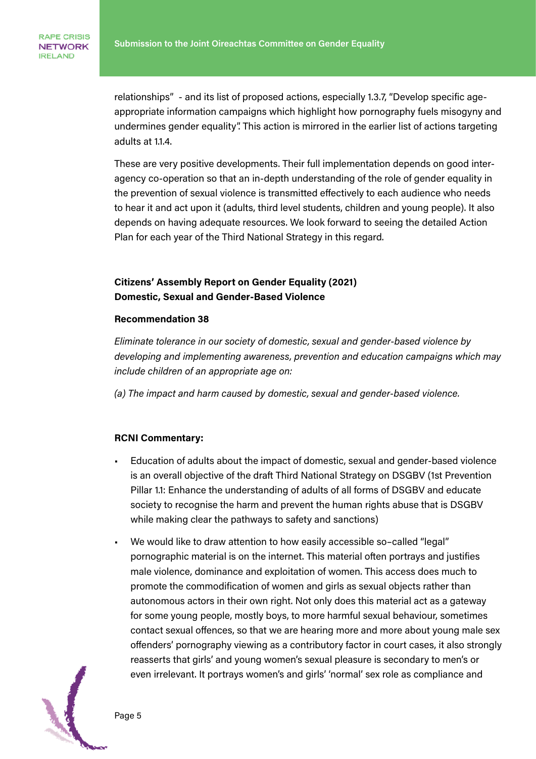relationships" - and its list of proposed actions, especially 1.3.7, "Develop specific age-appropriate information campaigns which highlight how pornography fuels misogyny and undermines gender equality". This action is mirrored in the earlier list of actions targeting adults at 1.1.4.

These are very positive developments. Their full implementation depends on good inter-agency co-operation so that an in-depth understanding of the role of gender equality in the prevention of sexual violence is transmitted effectively to each audience who needs to hear it and act upon it (adults, third level students, children and young people). It also depends on having adequate resources. We look forward to seeing the detailed Action Plan for each year of the Third National Strategy in this regard.

**Citizens' Assembly Report on Gender Equality (2021)**
**Domestic, Sexual and Gender-Based Violence**

**Recommendation 38**

*Eliminate tolerance in our society of domestic, sexual and gender-based violence by developing and implementing awareness, prevention and education campaigns which may include children of an appropriate age on:*

*(a) The impact and harm caused by domestic, sexual and gender-based violence.*

**RCNI Commentary:**

- Education of adults about the impact of domestic, sexual and gender-based violence is an overall objective of the draft Third National Strategy on DSGBV (1st Prevention Pillar 1.1: Enhance the understanding of adults of all forms of DSGBV and educate society to recognise the harm and prevent the human rights abuse that is DSGBV while making clear the pathways to safety and sanctions)
- We would like to draw attention to how easily accessible so–called "legal" pornographic material is on the internet. This material often portrays and justifies male violence, dominance and exploitation of women. This access does much to promote the commodification of women and girls as sexual objects rather than autonomous actors in their own right. Not only does this material act as a gateway for some young people, mostly boys, to more harmful sexual behaviour, sometimes contact sexual offences, so that we are hearing more and more about young male sex offenders' pornography viewing as a contributory factor in court cases, it also strongly reasserts that girls' and young women's sexual pleasure is secondary to men's or even irrelevant. It portrays women's and girls' 'normal' sex role as compliance and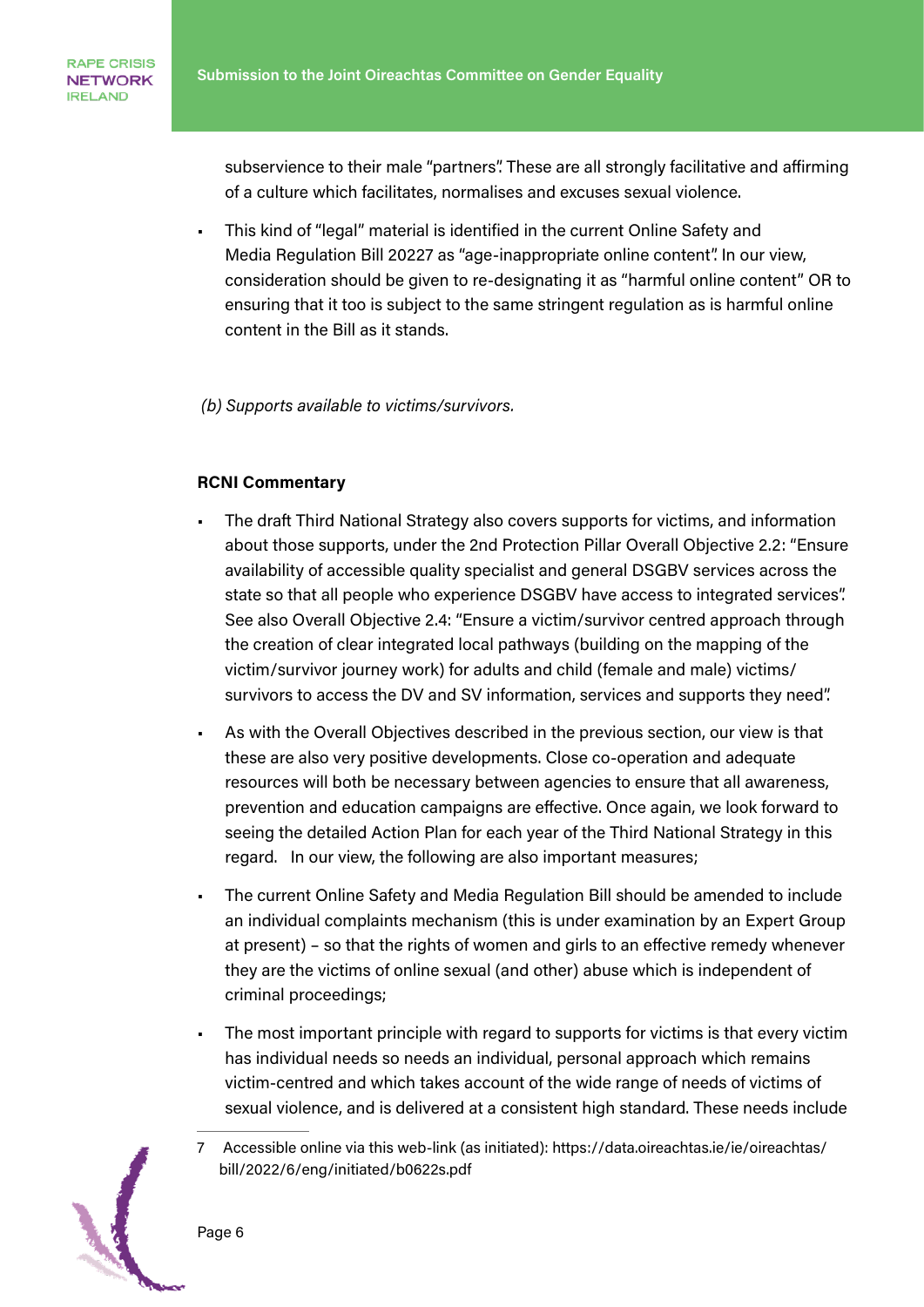subservience to their male "partners". These are all strongly facilitative and affirming of a culture which facilitates, normalises and excuses sexual violence.

- This kind of "legal" material is identified in the current Online Safety and Media Regulation Bill 2022[7] as "age-inappropriate online content". In our view, consideration should be given to re-designating it as "harmful online content" OR to ensuring that it too is subject to the same stringent regulation as is harmful online content in the Bill as it stands.

*(b) Supports available to victims/survivors.*

**RCNI Commentary**

- The draft Third National Strategy also covers supports for victims, and information about those supports, under the 2nd Protection Pillar Overall Objective 2.2: "Ensure availability of accessible quality specialist and general DSGBV services across the state so that all people who experience DSGBV have access to integrated services". See also Overall Objective 2.4: "Ensure a victim/survivor centred approach through the creation of clear integrated local pathways (building on the mapping of the victim/survivor journey work) for adults and child (female and male) victims/survivors to access the DV and SV information, services and supports they need".
- As with the Overall Objectives described in the previous section, our view is that these are also very positive developments. Close co-operation and adequate resources will both be necessary between agencies to ensure that all awareness, prevention and education campaigns are effective. Once again, we look forward to seeing the detailed Action Plan for each year of the Third National Strategy in this regard. In our view, the following are also important measures;
- The current Online Safety and Media Regulation Bill should be amended to include an individual complaints mechanism (this is under examination by an Expert Group at present) – so that the rights of women and girls to an effective remedy whenever they are the victims of online sexual (and other) abuse which is independent of criminal proceedings;
- The most important principle with regard to supports for victims is that every victim has individual needs so needs an individual, personal approach which remains victim-centred and which takes account of the wide range of needs of victims of sexual violence, and is delivered at a consistent high standard. These needs include

7 Accessible online via this web-link (as initiated): https://data.oireachtas.ie/ie/oireachtas/bill/2022/6/eng/initiated/b0622s.pdf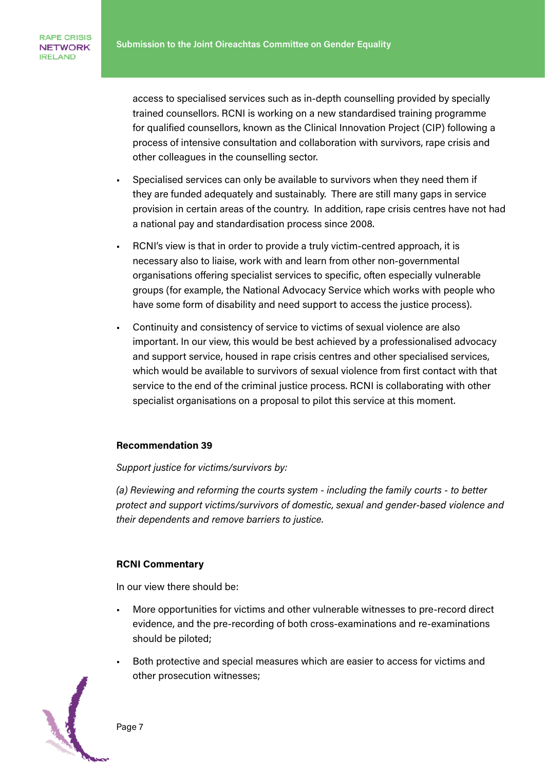access to specialised services such as in-depth counselling provided by specially trained counsellors. RCNI is working on a new standardised training programme for qualified counsellors, known as the Clinical Innovation Project (CIP) following a process of intensive consultation and collaboration with survivors, rape crisis and other colleagues in the counselling sector.

- Specialised services can only be available to survivors when they need them if they are funded adequately and sustainably. There are still many gaps in service provision in certain areas of the country. In addition, rape crisis centres have not had a national pay and standardisation process since 2008.
- RCNI's view is that in order to provide a truly victim-centred approach, it is necessary also to liaise, work with and learn from other non-governmental organisations offering specialist services to specific, often especially vulnerable groups (for example, the National Advocacy Service which works with people who have some form of disability and need support to access the justice process).
- Continuity and consistency of service to victims of sexual violence are also important. In our view, this would be best achieved by a professionalised advocacy and support service, housed in rape crisis centres and other specialised services, which would be available to survivors of sexual violence from first contact with that service to the end of the criminal justice process. RCNI is collaborating with other specialist organisations on a proposal to pilot this service at this moment.

**Recommendation 39**

*Support justice for victims/survivors by:*

*(a) Reviewing and reforming the courts system - including the family courts - to better protect and support victims/survivors of domestic, sexual and gender-based violence and their dependents and remove barriers to justice.*

**RCNI Commentary**

In our view there should be:

- More opportunities for victims and other vulnerable witnesses to pre-record direct evidence, and the pre-recording of both cross-examinations and re-examinations should be piloted;
- Both protective and special measures which are easier to access for victims and other prosecution witnesses;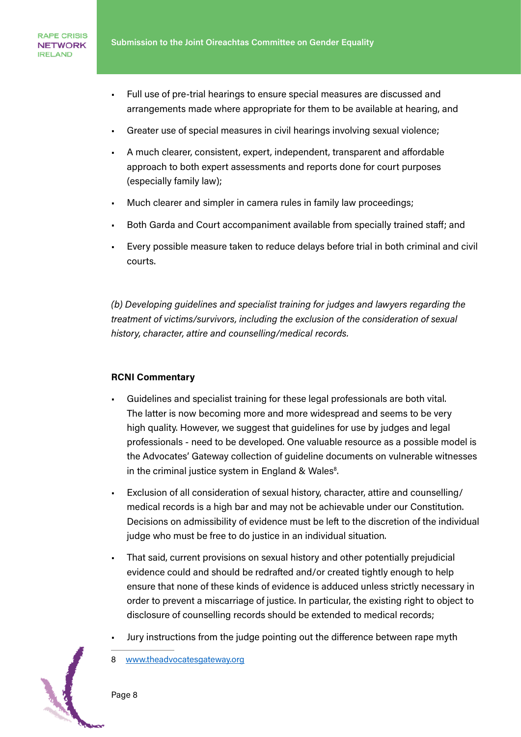- Full use of pre-trial hearings to ensure special measures are discussed and arrangements made where appropriate for them to be available at hearing, and
- Greater use of special measures in civil hearings involving sexual violence;
- A much clearer, consistent, expert, independent, transparent and affordable approach to both expert assessments and reports done for court purposes (especially family law);
- Much clearer and simpler in camera rules in family law proceedings;
- Both Garda and Court accompaniment available from specially trained staff; and
- Every possible measure taken to reduce delays before trial in both criminal and civil courts.

*(b) Developing guidelines and specialist training for judges and lawyers regarding the treatment of victims/survivors, including the exclusion of the consideration of sexual history, character, attire and counselling/medical records.*

**RCNI Commentary**

- Guidelines and specialist training for these legal professionals are both vital. The latter is now becoming more and more widespread and seems to be very high quality. However, we suggest that guidelines for use by judges and legal professionals - need to be developed. One valuable resource as a possible model is the Advocates' Gateway collection of guideline documents on vulnerable witnesses in the criminal justice system in England & Wales[8].
- Exclusion of all consideration of sexual history, character, attire and counselling/medical records is a high bar and may not be achievable under our Constitution. Decisions on admissibility of evidence must be left to the discretion of the individual judge who must be free to do justice in an individual situation.
- That said, current provisions on sexual history and other potentially prejudicial evidence could and should be redrafted and/or created tightly enough to help ensure that none of these kinds of evidence is adduced unless strictly necessary in order to prevent a miscarriage of justice. In particular, the existing right to object to disclosure of counselling records should be extended to medical records;
- Jury instructions from the judge pointing out the difference between rape myth

8 www.theadvocatesgateway.org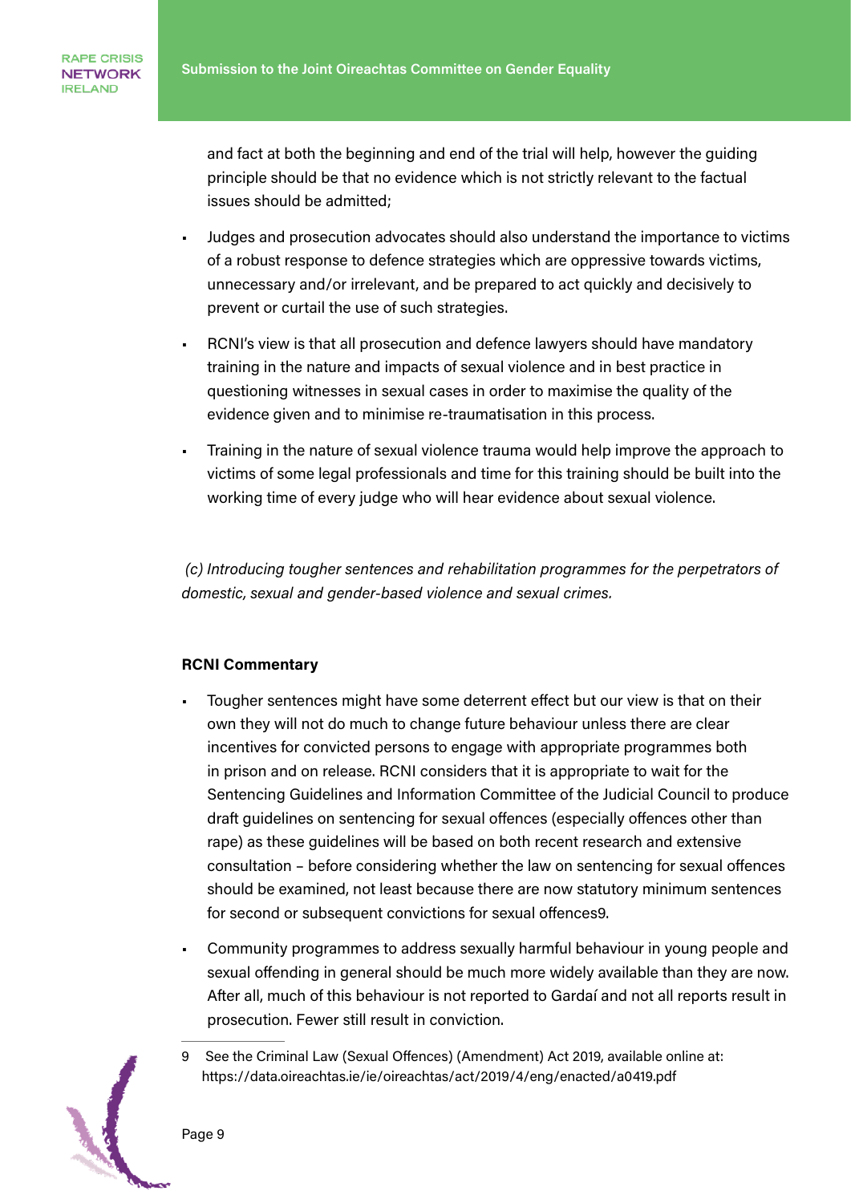and fact at both the beginning and end of the trial will help, however the guiding principle should be that no evidence which is not strictly relevant to the factual issues should be admitted;

- Judges and prosecution advocates should also understand the importance to victims of a robust response to defence strategies which are oppressive towards victims, unnecessary and/or irrelevant, and be prepared to act quickly and decisively to prevent or curtail the use of such strategies.
- RCNI's view is that all prosecution and defence lawyers should have mandatory training in the nature and impacts of sexual violence and in best practice in questioning witnesses in sexual cases in order to maximise the quality of the evidence given and to minimise re-traumatisation in this process.
- Training in the nature of sexual violence trauma would help improve the approach to victims of some legal professionals and time for this training should be built into the working time of every judge who will hear evidence about sexual violence.

*(c) Introducing tougher sentences and rehabilitation programmes for the perpetrators of domestic, sexual and gender-based violence and sexual crimes.*

**RCNI Commentary**

- Tougher sentences might have some deterrent effect but our view is that on their own they will not do much to change future behaviour unless there are clear incentives for convicted persons to engage with appropriate programmes both in prison and on release. RCNI considers that it is appropriate to wait for the Sentencing Guidelines and Information Committee of the Judicial Council to produce draft guidelines on sentencing for sexual offences (especially offences other than rape) as these guidelines will be based on both recent research and extensive consultation – before considering whether the law on sentencing for sexual offences should be examined, not least because there are now statutory minimum sentences for second or subsequent convictions for sexual offences[9].
- Community programmes to address sexually harmful behaviour in young people and sexual offending in general should be much more widely available than they are now. After all, much of this behaviour is not reported to Gardaí and not all reports result in prosecution. Fewer still result in conviction.

---

9 See the Criminal Law (Sexual Offences) (Amendment) Act 2019, available online at: https://data.oireachtas.ie/ie/oireachtas/act/2019/4/eng/enacted/a0419.pdf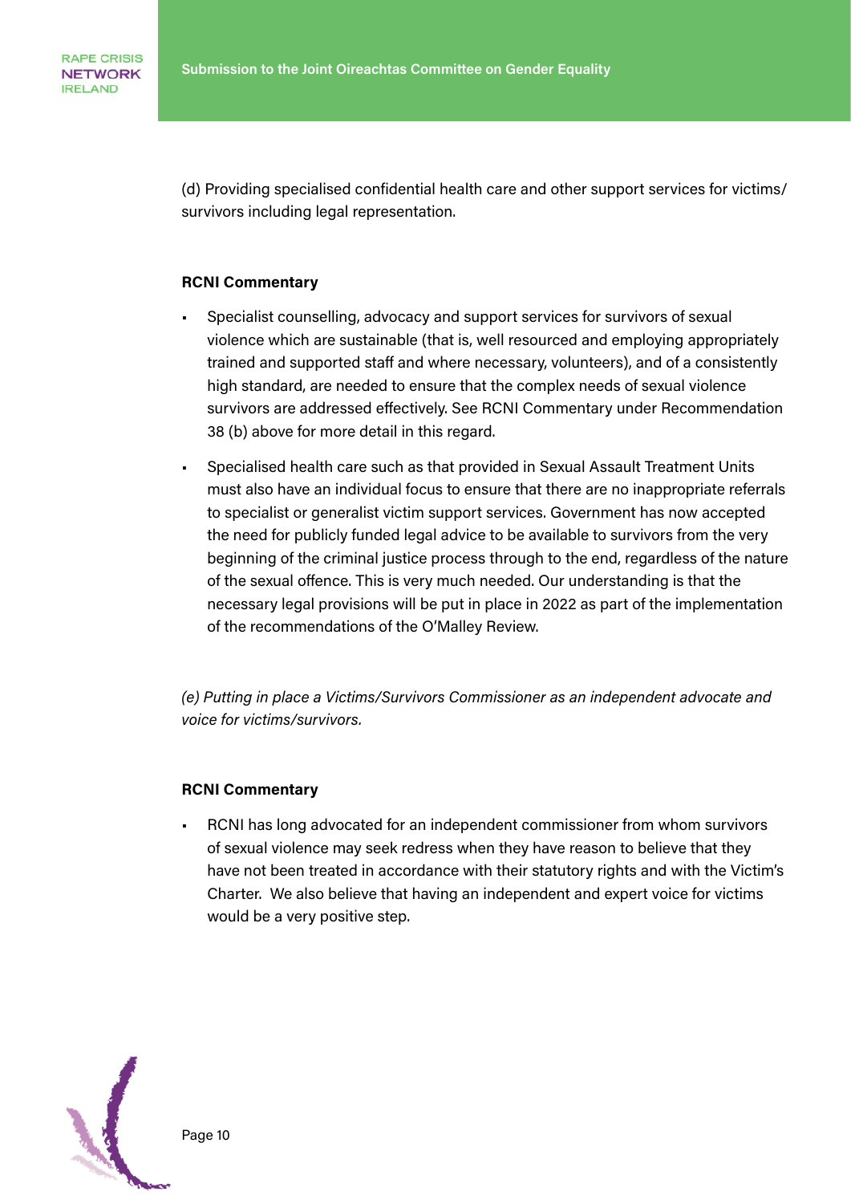(d) Providing specialised confidential health care and other support services for victims/survivors including legal representation.

**RCNI Commentary**

- Specialist counselling, advocacy and support services for survivors of sexual violence which are sustainable (that is, well resourced and employing appropriately trained and supported staff and where necessary, volunteers), and of a consistently high standard, are needed to ensure that the complex needs of sexual violence survivors are addressed effectively. See RCNI Commentary under Recommendation 38 (b) above for more detail in this regard.
- Specialised health care such as that provided in Sexual Assault Treatment Units must also have an individual focus to ensure that there are no inappropriate referrals to specialist or generalist victim support services. Government has now accepted the need for publicly funded legal advice to be available to survivors from the very beginning of the criminal justice process through to the end, regardless of the nature of the sexual offence. This is very much needed. Our understanding is that the necessary legal provisions will be put in place in 2022 as part of the implementation of the recommendations of the O'Malley Review.

*(e) Putting in place a Victims/Survivors Commissioner as an independent advocate and voice for victims/survivors.*

**RCNI Commentary**

- RCNI has long advocated for an independent commissioner from whom survivors of sexual violence may seek redress when they have reason to believe that they have not been treated in accordance with their statutory rights and with the Victim's Charter. We also believe that having an independent and expert voice for victims would be a very positive step.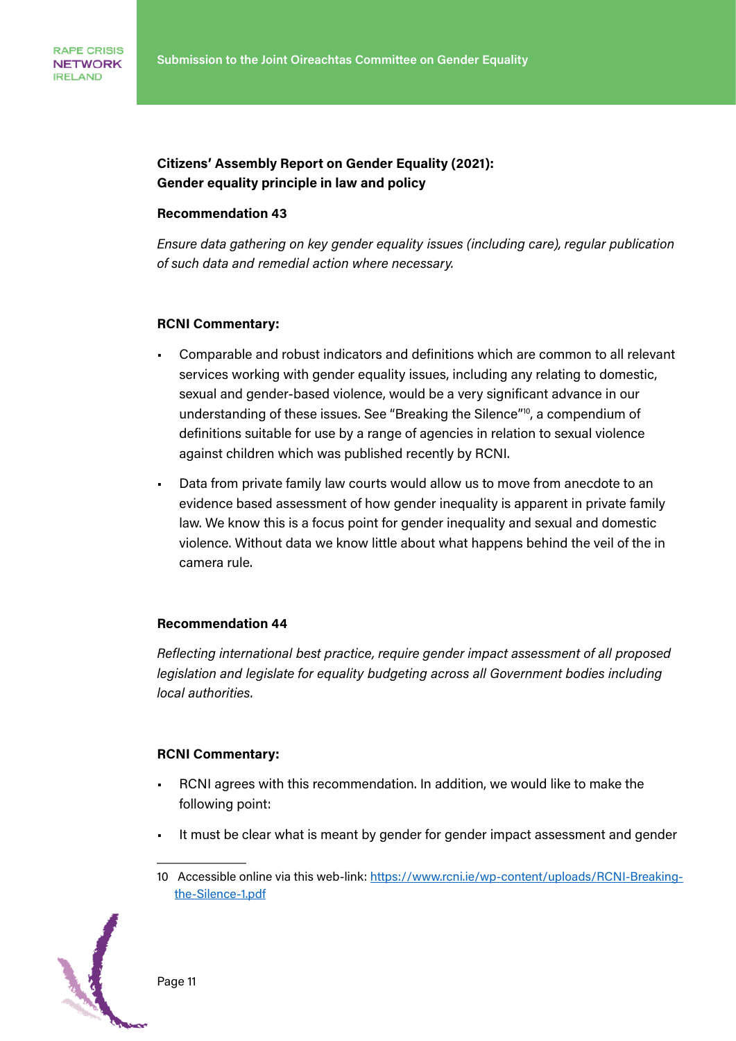**Citizens' Assembly Report on Gender Equality (2021): Gender equality principle in law and policy**

**Recommendation 43**

*Ensure data gathering on key gender equality issues (including care), regular publication of such data and remedial action where necessary.*

**RCNI Commentary:**

- Comparable and robust indicators and definitions which are common to all relevant services working with gender equality issues, including any relating to domestic, sexual and gender-based violence, would be a very significant advance in our understanding of these issues. See "Breaking the Silence"[10], a compendium of definitions suitable for use by a range of agencies in relation to sexual violence against children which was published recently by RCNI.
- Data from private family law courts would allow us to move from anecdote to an evidence based assessment of how gender inequality is apparent in private family law. We know this is a focus point for gender inequality and sexual and domestic violence. Without data we know little about what happens behind the veil of the in camera rule.

**Recommendation 44**

*Reflecting international best practice, require gender impact assessment of all proposed legislation and legislate for equality budgeting across all Government bodies including local authorities.*

**RCNI Commentary:**

- RCNI agrees with this recommendation. In addition, we would like to make the following point:
- It must be clear what is meant by gender for gender impact assessment and gender

10 Accessible online via this web-link: https://www.rcni.ie/wp-content/uploads/RCNI-Breaking-the-Silence-1.pdf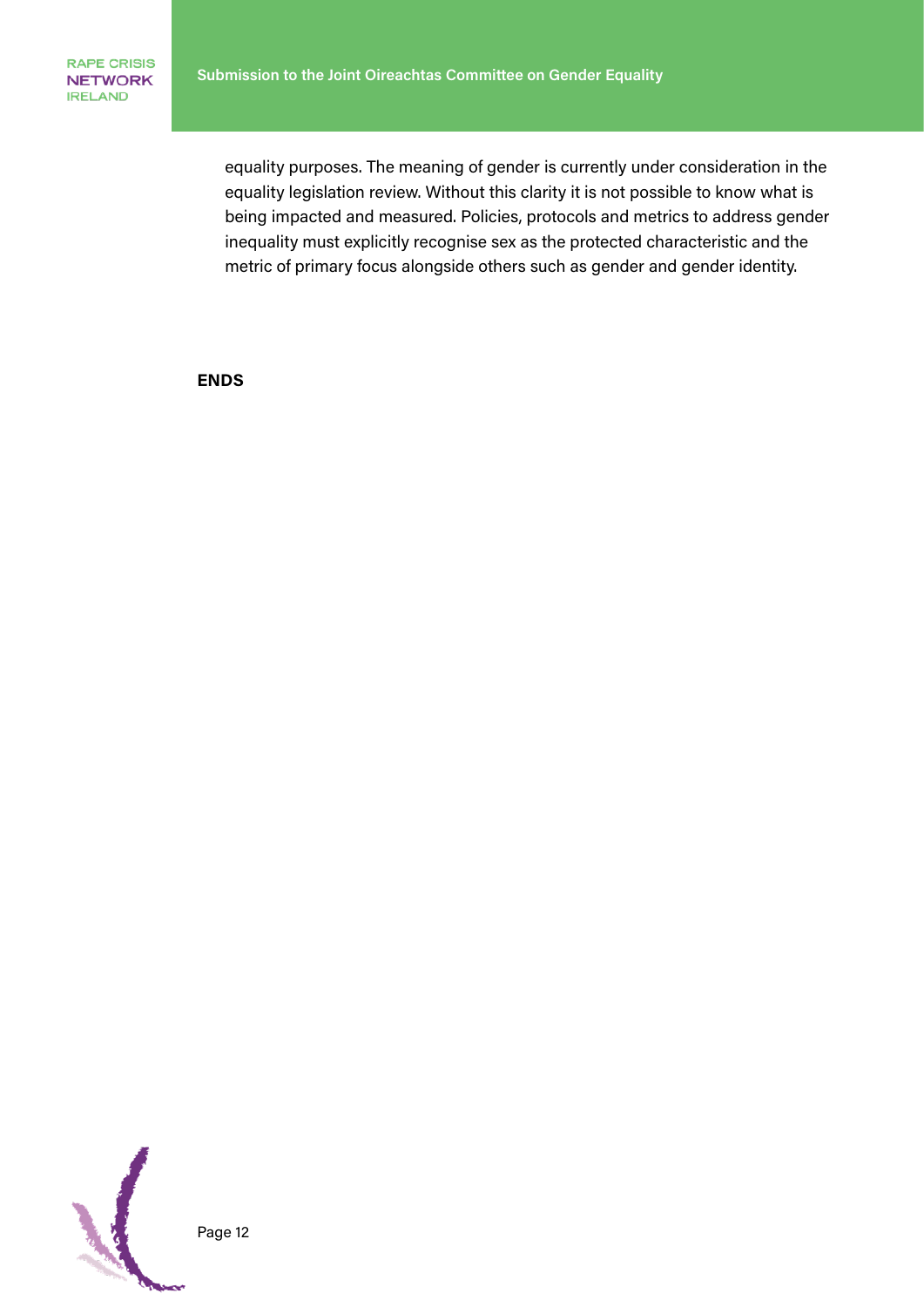equality purposes. The meaning of gender is currently under consideration in the equality legislation review. Without this clarity it is not possible to know what is being impacted and measured. Policies, protocols and metrics to address gender inequality must explicitly recognise sex as the protected characteristic and the metric of primary focus alongside others such as gender and gender identity.

**ENDS**